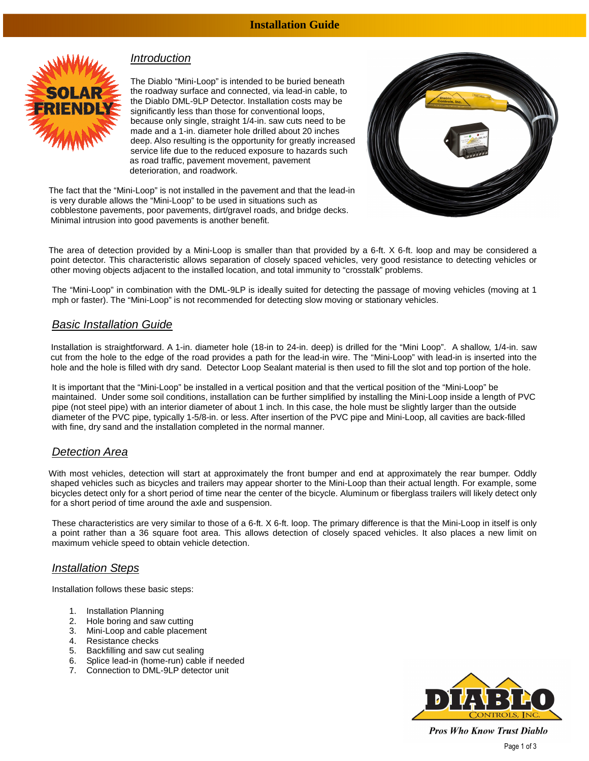# Installation Guide

## Introduction

The Diablo "Mini-Loop" is intended to be buried beneath the roadway surface and connected, via lead-in cable, to the Diablo DML-9LP Detector. Installation costs may be significantly less than those for conventional loops, because only single, straight 1/4-in. saw cuts need to be made and a 1-in. diameter hole drilled about 20 inches deep. Also resulting is the opportunity for greatly increased service life due to the reduced exposure to hazards such as road traffic, pavement movement, pavement deterioration, and roadwork.

The fact that the "Mini-Loop" is not installed in the pavement and that the lead-in is very durable allows the "Mini-Loop" to be used in situations such as cobblestone pavements, poor pavements, dirt/gravel roads, and bridge decks. Minimal intrusion into good pavements is another benefit.

The area of detection provided by a Mini-Loop is smaller than that provided by a 6-ft. X 6-ft. loop and may be considered a point detector. This characteristic allows separation of closely spaced vehicles, very good resistance to detecting vehicles or other moving objects adjacent to the installed location, and total immunity to "crosstalk" problems.

The "Mini-Loop" in combination with the DML-9LP is ideally suited for detecting the passage of moving vehicles (moving at 1 mph or faster). The "Mini-Loop" is not recommended for detecting slow moving or stationary vehicles.

## Basic Installation Guide

Installation is straightforward. A 1-in. diameter hole (18-in to 24-in. deep) is drilled for the "Mini Loop". A shallow, 1/4-in. saw cut from the hole to the edge of the road provides a path for the lead-in wire. The "Mini-Loop" with lead-in is inserted into the hole and the hole is filled with dry sand. Detector Loop Sealant material is then used to fill the slot and top portion of the hole.

It is important that the "Mini-Loop" be installed in a vertical position and that the vertical position of the "Mini-Loop" be maintained. Under some soil conditions, installation can be further simplified by installing the Mini-Loop inside a length of PVC pipe (not steel pipe) with an interior diameter of about 1 inch. In this case, the hole must be slightly larger than the outside diameter of the PVC pipe, typically 1-5/8-in. or less. After insertion of the PVC pipe and Mini-Loop, all cavities are back-filled with fine, dry sand and the installation completed in the normal manner.

## Detection Area

With most vehicles, detection will start at approximately the front bumper and end at approximately the rear bumper. Oddly shaped vehicles such as bicycles and trailers may appear shorter to the Mini-Loop than their actual length. For example, some bicycles detect only for a short period of time near the center of the bicycle. Aluminum or fiberglass trailers will likely detect only for a short period of time around the axle and suspension.

These characteristics are very similar to those of a 6-ft. X 6-ft. loop. The primary difference is that the Mini-Loop in itself is only a point rather than a 36 square foot area. This allows detection of closely spaced vehicles. It also places a new limit on maximum vehicle speed to obtain vehicle detection.

## Installation Steps

Installation follows these basic steps:

1. Installation Planning
2. Hole boring and saw cutting
3. Mini-Loop and cable placement
4. Resistance checks
5. Backfilling and saw cut sealing
6. Splice lead-in (home-run) cable if needed
7. Connection to DML-9LP detector unit

*Pros Who Know Trust Diablo*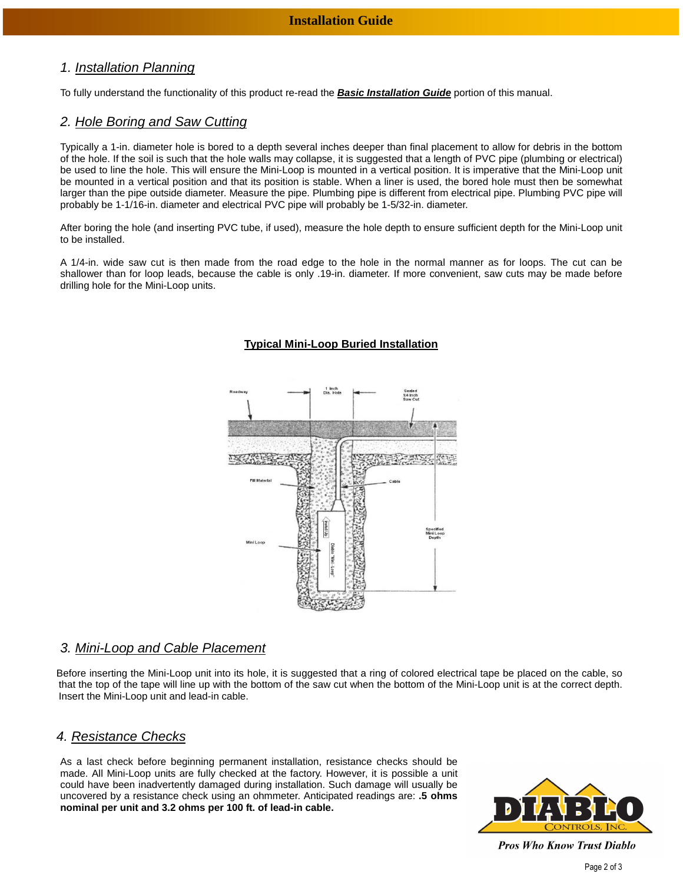## 1. Installation Planning

To fully understand the functionality of this product re-read the ***Basic Installation Guide*** portion of this manual.

## 2. Hole Boring and Saw Cutting

Typically a 1-in. diameter hole is bored to a depth several inches deeper than final placement to allow for debris in the bottom of the hole. If the soil is such that the hole walls may collapse, it is suggested that a length of PVC pipe (plumbing or electrical) be used to line the hole. This will ensure the Mini-Loop is mounted in a vertical position. It is imperative that the Mini-Loop unit be mounted in a vertical position and that its position is stable. When a liner is used, the bored hole must then be somewhat larger than the pipe outside diameter. Measure the pipe. Plumbing pipe is different from electrical pipe. Plumbing PVC pipe will probably be 1-1/16-in. diameter and electrical PVC pipe will probably be 1-5/32-in. diameter.

After boring the hole (and inserting PVC tube, if used), measure the hole depth to ensure sufficient depth for the Mini-Loop unit to be installed.

A 1/4-in. wide saw cut is then made from the road edge to the hole in the normal manner as for loops. The cut can be shallower than for loop leads, because the cable is only .19-in. diameter. If more convenient, saw cuts may be made before drilling hole for the Mini-Loop units.

**Typical Mini-Loop Buried Installation**

## 3. Mini-Loop and Cable Placement

Before inserting the Mini-Loop unit into its hole, it is suggested that a ring of colored electrical tape be placed on the cable, so that the top of the tape will line up with the bottom of the saw cut when the bottom of the Mini-Loop unit is at the correct depth. Insert the Mini-Loop unit and lead-in cable.

## 4. Resistance Checks

As a last check before beginning permanent installation, resistance checks should be made. All Mini-Loop units are fully checked at the factory. However, it is possible a unit could have been inadvertently damaged during installation. Such damage will usually be uncovered by a resistance check using an ohmmeter. Anticipated readings are: **.5 ohms nominal per unit and 3.2 ohms per 100 ft. of lead-in cable.**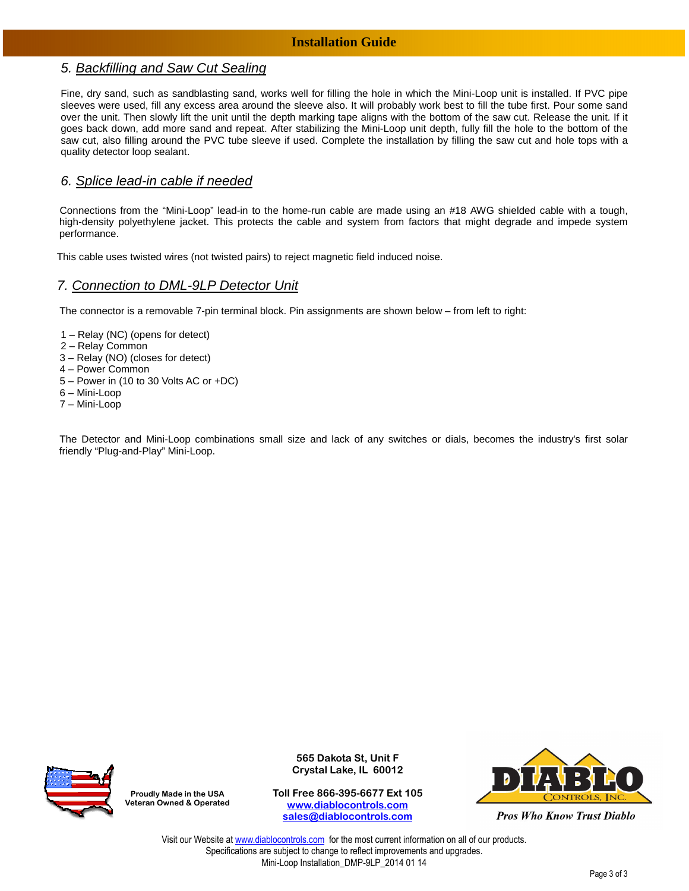## 5. Backfilling and Saw Cut Sealing

Fine, dry sand, such as sandblasting sand, works well for filling the hole in which the Mini-Loop unit is installed. If PVC pipe sleeves were used, fill any excess area around the sleeve also. It will probably work best to fill the tube first. Pour some sand over the unit. Then slowly lift the unit until the depth marking tape aligns with the bottom of the saw cut. Release the unit. If it goes back down, add more sand and repeat. After stabilizing the Mini-Loop unit depth, fully fill the hole to the bottom of the saw cut, also filling around the PVC tube sleeve if used. Complete the installation by filling the saw cut and hole tops with a quality detector loop sealant.

## 6. Splice lead-in cable if needed

Connections from the "Mini-Loop" lead-in to the home-run cable are made using an #18 AWG shielded cable with a tough, high-density polyethylene jacket. This protects the cable and system from factors that might degrade and impede system performance.

This cable uses twisted wires (not twisted pairs) to reject magnetic field induced noise.

## 7. Connection to DML-9LP Detector Unit

The connector is a removable 7-pin terminal block. Pin assignments are shown below – from left to right:

1 – Relay (NC) (opens for detect)
2 – Relay Common
3 – Relay (NO) (closes for detect)
4 – Power Common
5 – Power in (10 to 30 Volts AC or +DC)
6 – Mini-Loop
7 – Mini-Loop

The Detector and Mini-Loop combinations small size and lack of any switches or dials, becomes the industry's first solar friendly "Plug-and-Play" Mini-Loop.

**Proudly Made in the USA**
**Veteran Owned & Operated**

**565 Dakota St, Unit F**
**Crystal Lake, IL 60012**

**Toll Free 866-395-6677 Ext 105**
**www.diablocontrols.com**
**sales@diablocontrols.com**

DIABLO CONTROLS, INC.
*Pros Who Know Trust Diablo*

Visit our Website at www.diablocontrols.com for the most current information on all of our products.
Specifications are subject to change to reflect improvements and upgrades.
Mini-Loop Installation_DMP-9LP_2014 01 14